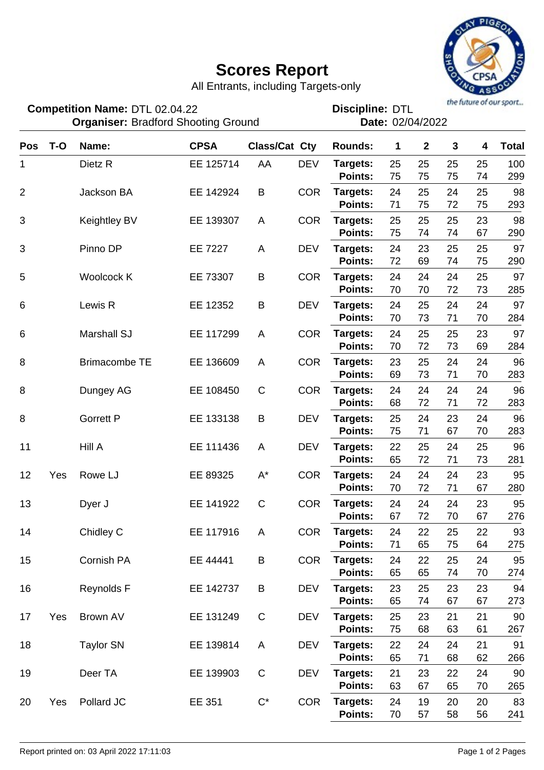# Scores Report

All Entrants, including Targets-only

the future of our sport...

**Competition Name:** DTL 02.04.22
**Organiser:** Bradford Shooting Ground

**Discipline:** DTL
**Date:** 02/04/2022

| Pos | T-O | Name: | CPSA | Class/Cat | Cty | Rounds: | 1 | 2 | 3 | 4 | Total |
|---|---|---|---|---|---|---|---|---|---|---|---|
| 1 | | Dietz R | EE 125714 | AA | DEV | **Targets:** | 25 | 25 | 25 | 25 | 100 |
| | | | | | | **Points:** | 75 | 75 | 75 | 74 | 299 |
| 2 | | Jackson BA | EE 142924 | B | COR | **Targets:** | 24 | 25 | 24 | 25 | 98 |
| | | | | | | **Points:** | 71 | 75 | 72 | 75 | 293 |
| 3 | | Keightley BV | EE 139307 | A | COR | **Targets:** | 25 | 25 | 25 | 23 | 98 |
| | | | | | | **Points:** | 75 | 74 | 74 | 67 | 290 |
| 3 | | Pinno DP | EE 7227 | A | DEV | **Targets:** | 24 | 23 | 25 | 25 | 97 |
| | | | | | | **Points:** | 72 | 69 | 74 | 75 | 290 |
| 5 | | Woolcock K | EE 73307 | B | COR | **Targets:** | 24 | 24 | 24 | 25 | 97 |
| | | | | | | **Points:** | 70 | 70 | 72 | 73 | 285 |
| 6 | | Lewis R | EE 12352 | B | DEV | **Targets:** | 24 | 25 | 24 | 24 | 97 |
| | | | | | | **Points:** | 70 | 73 | 71 | 70 | 284 |
| 6 | | Marshall SJ | EE 117299 | A | COR | **Targets:** | 24 | 25 | 25 | 23 | 97 |
| | | | | | | **Points:** | 70 | 72 | 73 | 69 | 284 |
| 8 | | Brimacombe TE | EE 136609 | A | COR | **Targets:** | 23 | 25 | 24 | 24 | 96 |
| | | | | | | **Points:** | 69 | 73 | 71 | 70 | 283 |
| 8 | | Dungey AG | EE 108450 | C | COR | **Targets:** | 24 | 24 | 24 | 24 | 96 |
| | | | | | | **Points:** | 68 | 72 | 71 | 72 | 283 |
| 8 | | Gorrett P | EE 133138 | B | DEV | **Targets:** | 25 | 24 | 23 | 24 | 96 |
| | | | | | | **Points:** | 75 | 71 | 67 | 70 | 283 |
| 11 | | Hill A | EE 111436 | A | DEV | **Targets:** | 22 | 25 | 24 | 25 | 96 |
| | | | | | | **Points:** | 65 | 72 | 71 | 73 | 281 |
| 12 | Yes | Rowe LJ | EE 89325 | A* | COR | **Targets:** | 24 | 24 | 24 | 23 | 95 |
| | | | | | | **Points:** | 70 | 72 | 71 | 67 | 280 |
| 13 | | Dyer J | EE 141922 | C | COR | **Targets:** | 24 | 24 | 24 | 23 | 95 |
| | | | | | | **Points:** | 67 | 72 | 70 | 67 | 276 |
| 14 | | Chidley C | EE 117916 | A | COR | **Targets:** | 24 | 22 | 25 | 22 | 93 |
| | | | | | | **Points:** | 71 | 65 | 75 | 64 | 275 |
| 15 | | Cornish PA | EE 44441 | B | COR | **Targets:** | 24 | 22 | 25 | 24 | 95 |
| | | | | | | **Points:** | 65 | 65 | 74 | 70 | 274 |
| 16 | | Reynolds F | EE 142737 | B | DEV | **Targets:** | 23 | 25 | 23 | 23 | 94 |
| | | | | | | **Points:** | 65 | 74 | 67 | 67 | 273 |
| 17 | Yes | Brown AV | EE 131249 | C | DEV | **Targets:** | 25 | 23 | 21 | 21 | 90 |
| | | | | | | **Points:** | 75 | 68 | 63 | 61 | 267 |
| 18 | | Taylor SN | EE 139814 | A | DEV | **Targets:** | 22 | 24 | 24 | 21 | 91 |
| | | | | | | **Points:** | 65 | 71 | 68 | 62 | 266 |
| 19 | | Deer TA | EE 139903 | C | DEV | **Targets:** | 21 | 23 | 22 | 24 | 90 |
| | | | | | | **Points:** | 63 | 67 | 65 | 70 | 265 |
| 20 | Yes | Pollard JC | EE 351 | C* | COR | **Targets:** | 24 | 19 | 20 | 20 | 83 |
| | | | | | | **Points:** | 70 | 57 | 58 | 56 | 241 |

Report printed on: 03 April 2022 17:11:03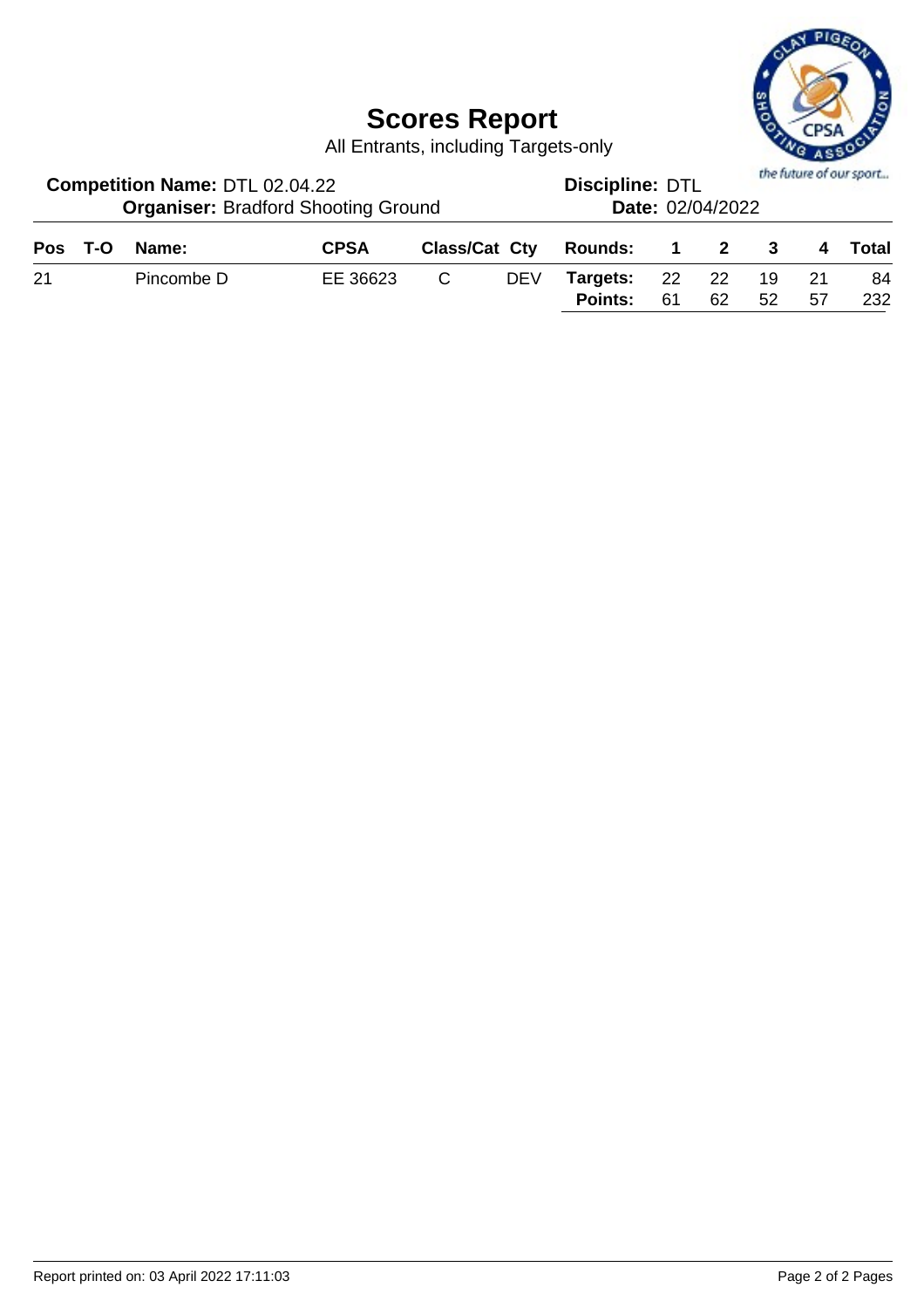# Scores Report

All Entrants, including Targets-only

**Competition Name:** DTL 02.04.22
**Organiser:** Bradford Shooting Ground

**Discipline:** DTL
**Date:** 02/04/2022

| Pos | T-O | Name: | CPSA | Class/Cat | Cty | Rounds: | 1 | 2 | 3 | 4 | Total |
|---|---|---|---|---|---|---|---|---|---|---|---|
| 21 | | Pincombe D | EE 36623 | C | DEV | **Targets:** | 22 | 22 | 19 | 21 | 84 |
| | | | | | | **Points:** | 61 | 62 | 52 | 57 | 232 |

Report printed on: 03 April 2022 17:11:03